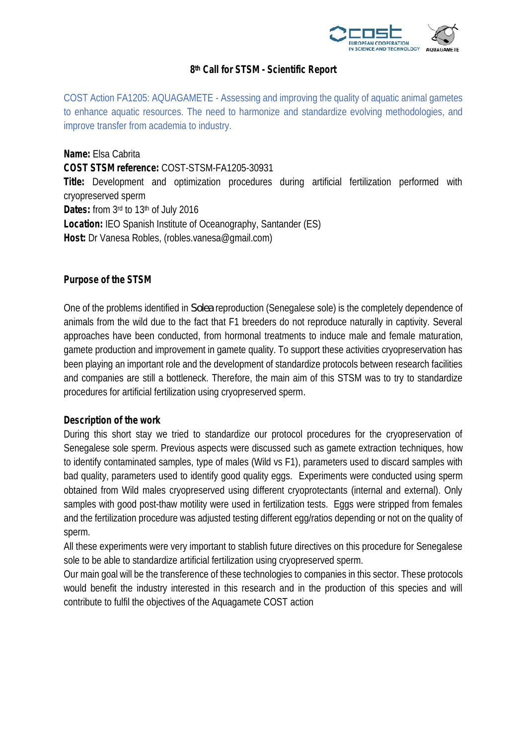# 8th Call for STSM - Scientific Report

COST Action FA1205: AQUAGAMETE - Assessing and improving the quality of aquatic animal gametes to enhance aquatic resources. The need to harmonize and standardize evolving methodologies, and improve transfer from academia to industry.

**Name:** Elsa Cabrita
**COST STSM reference:** COST-STSM-FA1205-30931
**Title:** Development and optimization procedures during artificial fertilization performed with cryopreserved sperm
**Dates:** from 3rd to 13th of July 2016
**Location:** IEO Spanish Institute of Oceanography, Santander (ES)
**Host:** Dr Vanesa Robles, (robles.vanesa@gmail.com)

## Purpose of the STSM

One of the problems identified in *Solea* reproduction (Senegalese sole) is the completely dependence of animals from the wild due to the fact that F1 breeders do not reproduce naturally in captivity. Several approaches have been conducted, from hormonal treatments to induce male and female maturation, gamete production and improvement in gamete quality. To support these activities cryopreservation has been playing an important role and the development of standardize protocols between research facilities and companies are still a bottleneck. Therefore, the main aim of this STSM was to try to standardize procedures for artificial fertilization using cryopreserved sperm.

## Description of the work

During this short stay we tried to standardize our protocol procedures for the cryopreservation of Senegalese sole sperm. Previous aspects were discussed such as gamete extraction techniques, how to identify contaminated samples, type of males (Wild vs F1), parameters used to discard samples with bad quality, parameters used to identify good quality eggs. Experiments were conducted using sperm obtained from Wild males cryopreserved using different cryoprotectants (internal and external). Only samples with good post-thaw motility were used in fertilization tests. Eggs were stripped from females and the fertilization procedure was adjusted testing different egg/ratios depending or not on the quality of sperm.

All these experiments were very important to stablish future directives on this procedure for Senegalese sole to be able to standardize artificial fertilization using cryopreserved sperm.

Our main goal will be the transference of these technologies to companies in this sector. These protocols would benefit the industry interested in this research and in the production of this species and will contribute to fulfil the objectives of the Aquagamete COST action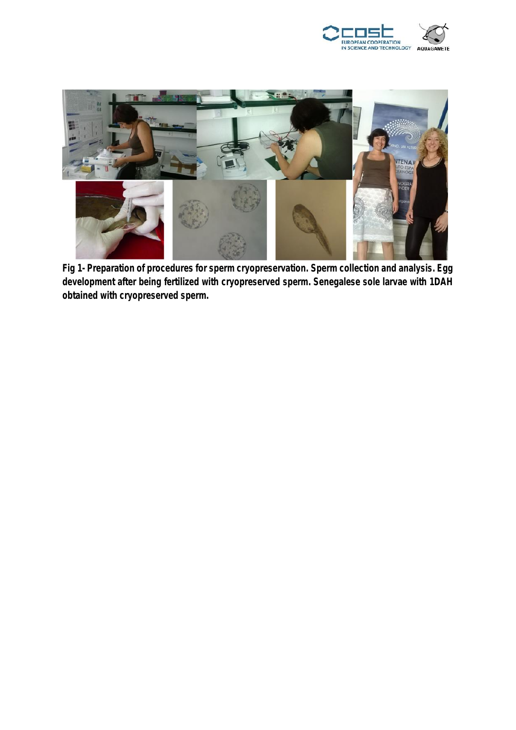**Fig 1- Preparation of procedures for sperm cryopreservation. Sperm collection and analysis. Egg development after being fertilized with cryopreserved sperm. Senegalese sole larvae with 1DAH obtained with cryopreserved sperm.**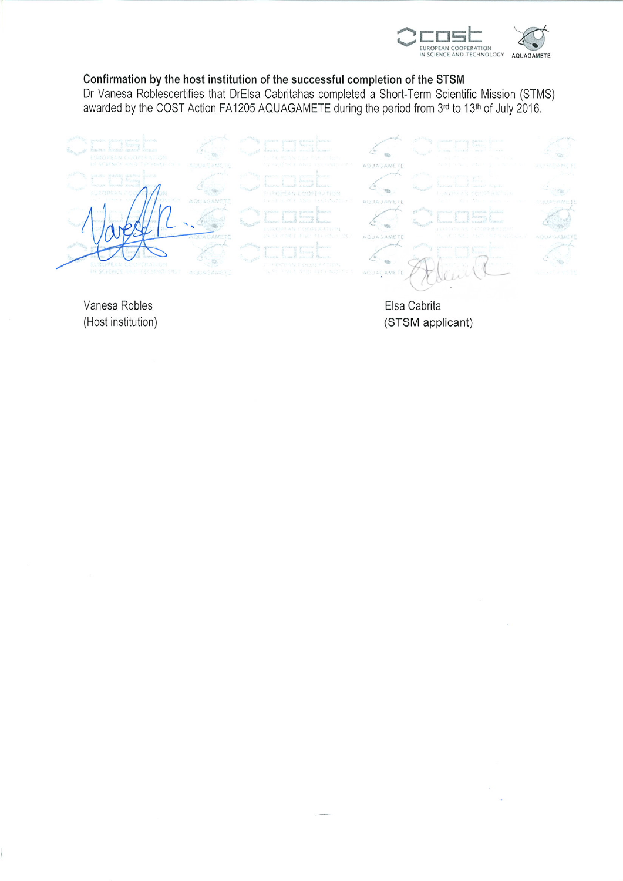**Confirmation by the host institution of the successful completion of the STSM**

Dr Vanesa Roblescertifies that DrElsa Cabritahas completed a Short-Term Scientific Mission (STMS) awarded by the COST Action FA1205 AQUAGAMETE during the period from 3rd to 13th of July 2016.

Vanesa Robles
(Host institution)

Elsa Cabrita
(STSM applicant)